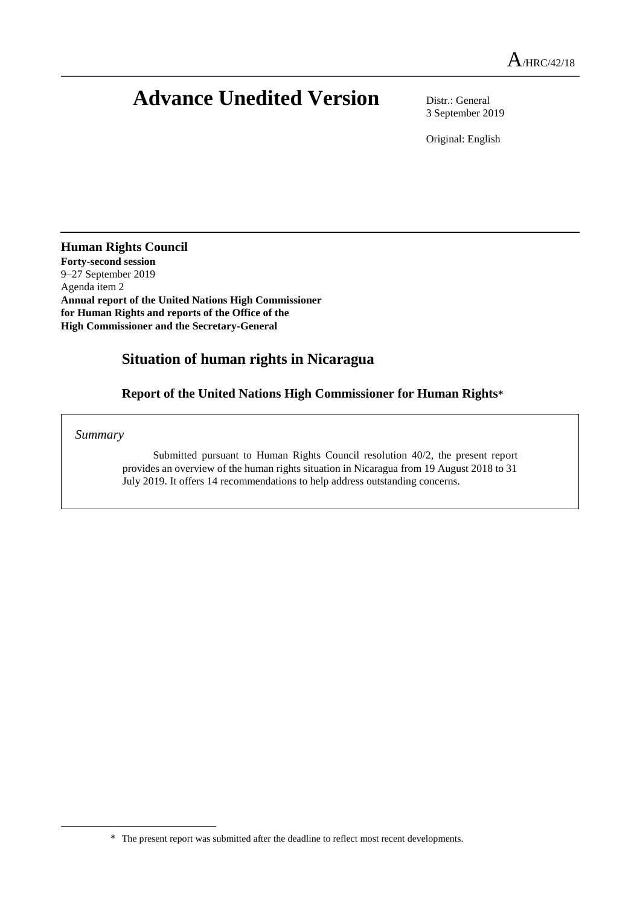A/HRC/42/18

# Advance Unedited Version

Distr.: General
3 September 2019

Original: English

**Human Rights Council**
**Forty-second session**
9–27 September 2019
Agenda item 2
**Annual report of the United Nations High Commissioner for Human Rights and reports of the Office of the High Commissioner and the Secretary-General**

## Situation of human rights in Nicaragua

### Report of the United Nations High Commissioner for Human Rights*

*Summary*

Submitted pursuant to Human Rights Council resolution 40/2, the present report provides an overview of the human rights situation in Nicaragua from 19 August 2018 to 31 July 2019. It offers 14 recommendations to help address outstanding concerns.

\* The present report was submitted after the deadline to reflect most recent developments.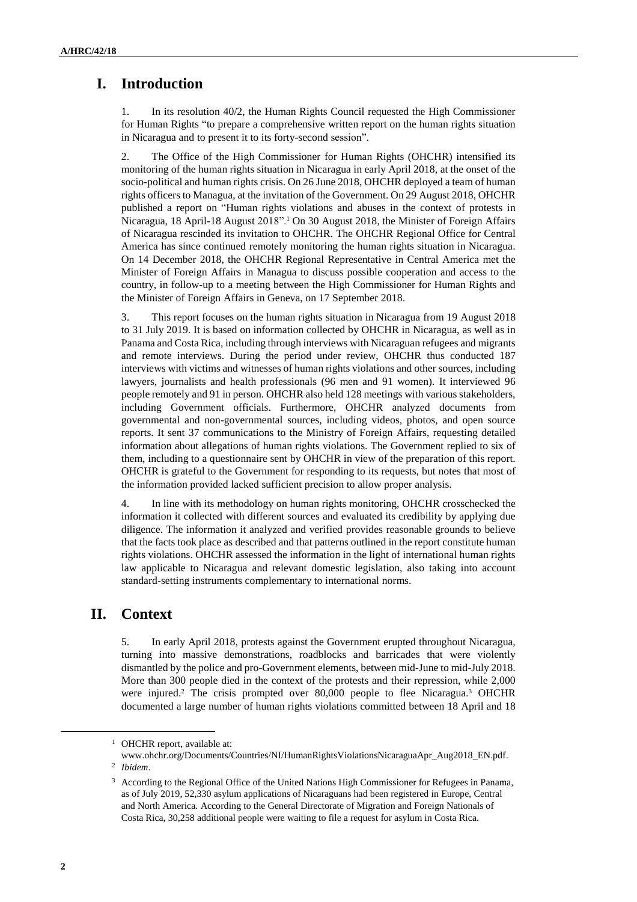# I. Introduction

1. In its resolution 40/2, the Human Rights Council requested the High Commissioner for Human Rights "to prepare a comprehensive written report on the human rights situation in Nicaragua and to present it to its forty-second session".

2. The Office of the High Commissioner for Human Rights (OHCHR) intensified its monitoring of the human rights situation in Nicaragua in early April 2018, at the onset of the socio-political and human rights crisis. On 26 June 2018, OHCHR deployed a team of human rights officers to Managua, at the invitation of the Government. On 29 August 2018, OHCHR published a report on "Human rights violations and abuses in the context of protests in Nicaragua, 18 April-18 August 2018".[1] On 30 August 2018, the Minister of Foreign Affairs of Nicaragua rescinded its invitation to OHCHR. The OHCHR Regional Office for Central America has since continued remotely monitoring the human rights situation in Nicaragua. On 14 December 2018, the OHCHR Regional Representative in Central America met the Minister of Foreign Affairs in Managua to discuss possible cooperation and access to the country, in follow-up to a meeting between the High Commissioner for Human Rights and the Minister of Foreign Affairs in Geneva, on 17 September 2018.

3. This report focuses on the human rights situation in Nicaragua from 19 August 2018 to 31 July 2019. It is based on information collected by OHCHR in Nicaragua, as well as in Panama and Costa Rica, including through interviews with Nicaraguan refugees and migrants and remote interviews. During the period under review, OHCHR thus conducted 187 interviews with victims and witnesses of human rights violations and other sources, including lawyers, journalists and health professionals (96 men and 91 women). It interviewed 96 people remotely and 91 in person. OHCHR also held 128 meetings with various stakeholders, including Government officials. Furthermore, OHCHR analyzed documents from governmental and non-governmental sources, including videos, photos, and open source reports. It sent 37 communications to the Ministry of Foreign Affairs, requesting detailed information about allegations of human rights violations. The Government replied to six of them, including to a questionnaire sent by OHCHR in view of the preparation of this report. OHCHR is grateful to the Government for responding to its requests, but notes that most of the information provided lacked sufficient precision to allow proper analysis.

4. In line with its methodology on human rights monitoring, OHCHR crosschecked the information it collected with different sources and evaluated its credibility by applying due diligence. The information it analyzed and verified provides reasonable grounds to believe that the facts took place as described and that patterns outlined in the report constitute human rights violations. OHCHR assessed the information in the light of international human rights law applicable to Nicaragua and relevant domestic legislation, also taking into account standard-setting instruments complementary to international norms.

# II. Context

5. In early April 2018, protests against the Government erupted throughout Nicaragua, turning into massive demonstrations, roadblocks and barricades that were violently dismantled by the police and pro-Government elements, between mid-June to mid-July 2018. More than 300 people died in the context of the protests and their repression, while 2,000 were injured.[2] The crisis prompted over 80,000 people to flee Nicaragua.[3] OHCHR documented a large number of human rights violations committed between 18 April and 18

---

[1] OHCHR report, available at: www.ohchr.org/Documents/Countries/NI/HumanRightsViolationsNicaraguaApr_Aug2018_EN.pdf.

[2] *Ibidem*.

[3] According to the Regional Office of the United Nations High Commissioner for Refugees in Panama, as of July 2019, 52,330 asylum applications of Nicaraguans had been registered in Europe, Central and North America. According to the General Directorate of Migration and Foreign Nationals of Costa Rica, 30,258 additional people were waiting to file a request for asylum in Costa Rica.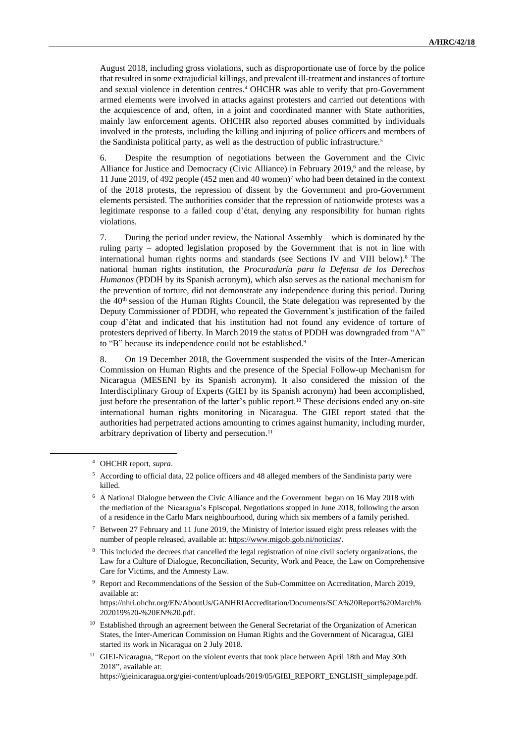August 2018, including gross violations, such as disproportionate use of force by the police that resulted in some extrajudicial killings, and prevalent ill-treatment and instances of torture and sexual violence in detention centres.[4] OHCHR was able to verify that pro-Government armed elements were involved in attacks against protesters and carried out detentions with the acquiescence of and, often, in a joint and coordinated manner with State authorities, mainly law enforcement agents. OHCHR also reported abuses committed by individuals involved in the protests, including the killing and injuring of police officers and members of the Sandinista political party, as well as the destruction of public infrastructure.[5]

6. Despite the resumption of negotiations between the Government and the Civic Alliance for Justice and Democracy (Civic Alliance) in February 2019,[6] and the release, by 11 June 2019, of 492 people (452 men and 40 women)[7] who had been detained in the context of the 2018 protests, the repression of dissent by the Government and pro-Government elements persisted. The authorities consider that the repression of nationwide protests was a legitimate response to a failed coup d'état, denying any responsibility for human rights violations.

7. During the period under review, the National Assembly – which is dominated by the ruling party – adopted legislation proposed by the Government that is not in line with international human rights norms and standards (see Sections IV and VIII below).[8] The national human rights institution, the *Procuraduría para la Defensa de los Derechos Humanos* (PDDH by its Spanish acronym), which also serves as the national mechanism for the prevention of torture, did not demonstrate any independence during this period. During the 40th session of the Human Rights Council, the State delegation was represented by the Deputy Commissioner of PDDH, who repeated the Government's justification of the failed coup d'état and indicated that his institution had not found any evidence of torture of protesters deprived of liberty. In March 2019 the status of PDDH was downgraded from "A" to "B" because its independence could not be established.[9]

8. On 19 December 2018, the Government suspended the visits of the Inter-American Commission on Human Rights and the presence of the Special Follow-up Mechanism for Nicaragua (MESENI by its Spanish acronym). It also considered the mission of the Interdisciplinary Group of Experts (GIEI by its Spanish acronym) had been accomplished, just before the presentation of the latter's public report.[10] These decisions ended any on-site international human rights monitoring in Nicaragua. The GIEI report stated that the authorities had perpetrated actions amounting to crimes against humanity, including murder, arbitrary deprivation of liberty and persecution.[11]

---

[4] OHCHR report, *supra*.

[5] According to official data, 22 police officers and 48 alleged members of the Sandinista party were killed.

[6] A National Dialogue between the Civic Alliance and the Government began on 16 May 2018 with the mediation of the Nicaragua's Episcopal. Negotiations stopped in June 2018, following the arson of a residence in the Carlo Marx neighbourhood, during which six members of a family perished.

[7] Between 27 February and 11 June 2019, the Ministry of Interior issued eight press releases with the number of people released, available at: https://www.migob.gob.ni/noticias/.

[8] This included the decrees that cancelled the legal registration of nine civil society organizations, the Law for a Culture of Dialogue, Reconciliation, Security, Work and Peace, the Law on Comprehensive Care for Victims, and the Amnesty Law.

[9] Report and Recommendations of the Session of the Sub-Committee on Accreditation, March 2019, available at: https://nhri.ohchr.org/EN/AboutUs/GANHRIAccreditation/Documents/SCA%20Report%20March%202019%20-%20EN%20.pdf.

[10] Established through an agreement between the General Secretariat of the Organization of American States, the Inter-American Commission on Human Rights and the Government of Nicaragua, GIEI started its work in Nicaragua on 2 July 2018.

[11] GIEI-Nicaragua, "Report on the violent events that took place between April 18th and May 30th 2018", available at: https://gieinicaragua.org/giei-content/uploads/2019/05/GIEI_REPORT_ENGLISH_simplepage.pdf.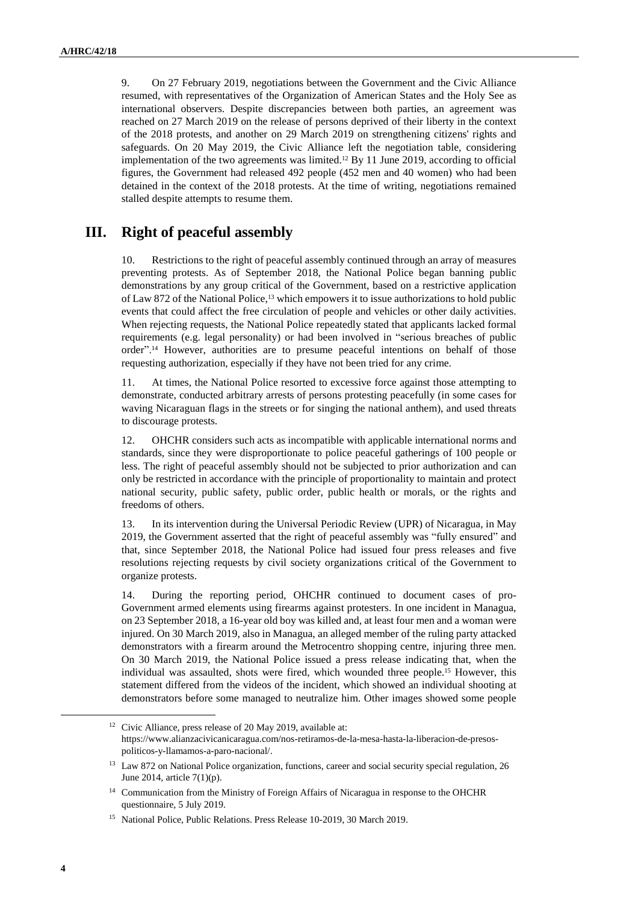9. On 27 February 2019, negotiations between the Government and the Civic Alliance resumed, with representatives of the Organization of American States and the Holy See as international observers. Despite discrepancies between both parties, an agreement was reached on 27 March 2019 on the release of persons deprived of their liberty in the context of the 2018 protests, and another on 29 March 2019 on strengthening citizens' rights and safeguards. On 20 May 2019, the Civic Alliance left the negotiation table, considering implementation of the two agreements was limited.[12] By 11 June 2019, according to official figures, the Government had released 492 people (452 men and 40 women) who had been detained in the context of the 2018 protests. At the time of writing, negotiations remained stalled despite attempts to resume them.

## III. Right of peaceful assembly

10. Restrictions to the right of peaceful assembly continued through an array of measures preventing protests. As of September 2018, the National Police began banning public demonstrations by any group critical of the Government, based on a restrictive application of Law 872 of the National Police,[13] which empowers it to issue authorizations to hold public events that could affect the free circulation of people and vehicles or other daily activities. When rejecting requests, the National Police repeatedly stated that applicants lacked formal requirements (e.g. legal personality) or had been involved in "serious breaches of public order".[14] However, authorities are to presume peaceful intentions on behalf of those requesting authorization, especially if they have not been tried for any crime.

11. At times, the National Police resorted to excessive force against those attempting to demonstrate, conducted arbitrary arrests of persons protesting peacefully (in some cases for waving Nicaraguan flags in the streets or for singing the national anthem), and used threats to discourage protests.

12. OHCHR considers such acts as incompatible with applicable international norms and standards, since they were disproportionate to police peaceful gatherings of 100 people or less. The right of peaceful assembly should not be subjected to prior authorization and can only be restricted in accordance with the principle of proportionality to maintain and protect national security, public safety, public order, public health or morals, or the rights and freedoms of others.

13. In its intervention during the Universal Periodic Review (UPR) of Nicaragua, in May 2019, the Government asserted that the right of peaceful assembly was "fully ensured" and that, since September 2018, the National Police had issued four press releases and five resolutions rejecting requests by civil society organizations critical of the Government to organize protests.

14. During the reporting period, OHCHR continued to document cases of pro-Government armed elements using firearms against protesters. In one incident in Managua, on 23 September 2018, a 16-year old boy was killed and, at least four men and a woman were injured. On 30 March 2019, also in Managua, an alleged member of the ruling party attacked demonstrators with a firearm around the Metrocentro shopping centre, injuring three men. On 30 March 2019, the National Police issued a press release indicating that, when the individual was assaulted, shots were fired, which wounded three people.[15] However, this statement differed from the videos of the incident, which showed an individual shooting at demonstrators before some managed to neutralize him. Other images showed some people

[12] Civic Alliance, press release of 20 May 2019, available at: https://www.alianzacivicanicaragua.com/nos-retiramos-de-la-mesa-hasta-la-liberacion-de-presos-politicos-y-llamamos-a-paro-nacional/.

[13] Law 872 on National Police organization, functions, career and social security special regulation, 26 June 2014, article 7(1)(p).

[14] Communication from the Ministry of Foreign Affairs of Nicaragua in response to the OHCHR questionnaire, 5 July 2019.

[15] National Police, Public Relations. Press Release 10-2019, 30 March 2019.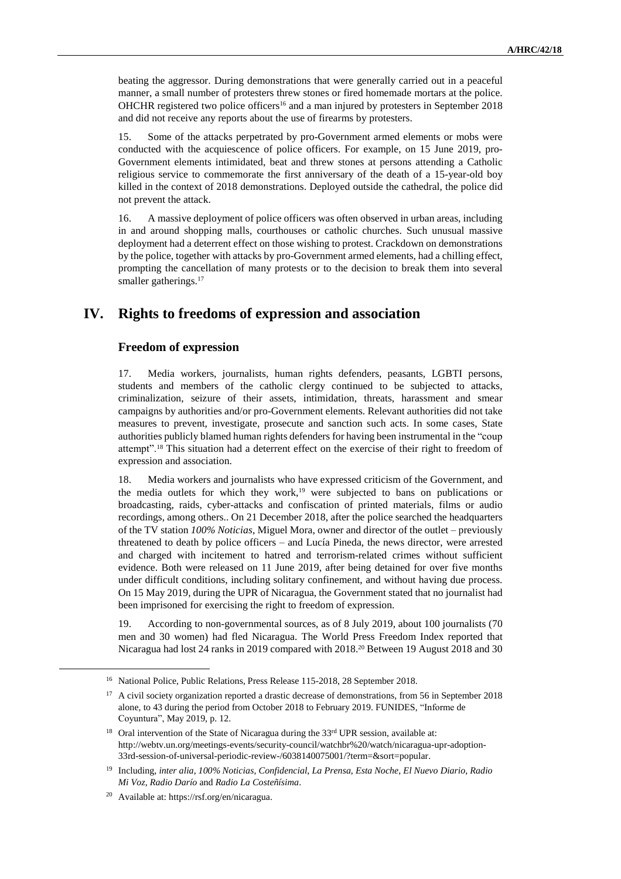beating the aggressor. During demonstrations that were generally carried out in a peaceful manner, a small number of protesters threw stones or fired homemade mortars at the police. OHCHR registered two police officers[16] and a man injured by protesters in September 2018 and did not receive any reports about the use of firearms by protesters.

15. Some of the attacks perpetrated by pro-Government armed elements or mobs were conducted with the acquiescence of police officers. For example, on 15 June 2019, pro-Government elements intimidated, beat and threw stones at persons attending a Catholic religious service to commemorate the first anniversary of the death of a 15-year-old boy killed in the context of 2018 demonstrations. Deployed outside the cathedral, the police did not prevent the attack.

16. A massive deployment of police officers was often observed in urban areas, including in and around shopping malls, courthouses or catholic churches. Such unusual massive deployment had a deterrent effect on those wishing to protest. Crackdown on demonstrations by the police, together with attacks by pro-Government armed elements, had a chilling effect, prompting the cancellation of many protests or to the decision to break them into several smaller gatherings.[17]

# IV. Rights to freedoms of expression and association

## Freedom of expression

17. Media workers, journalists, human rights defenders, peasants, LGBTI persons, students and members of the catholic clergy continued to be subjected to attacks, criminalization, seizure of their assets, intimidation, threats, harassment and smear campaigns by authorities and/or pro-Government elements. Relevant authorities did not take measures to prevent, investigate, prosecute and sanction such acts. In some cases, State authorities publicly blamed human rights defenders for having been instrumental in the "coup attempt".[18] This situation had a deterrent effect on the exercise of their right to freedom of expression and association.

18. Media workers and journalists who have expressed criticism of the Government, and the media outlets for which they work,[19] were subjected to bans on publications or broadcasting, raids, cyber-attacks and confiscation of printed materials, films or audio recordings, among others.. On 21 December 2018, after the police searched the headquarters of the TV station *100% Noticias*, Miguel Mora, owner and director of the outlet – previously threatened to death by police officers – and Lucía Pineda, the news director, were arrested and charged with incitement to hatred and terrorism-related crimes without sufficient evidence. Both were released on 11 June 2019, after being detained for over five months under difficult conditions, including solitary confinement, and without having due process. On 15 May 2019, during the UPR of Nicaragua, the Government stated that no journalist had been imprisoned for exercising the right to freedom of expression.

19. According to non-governmental sources, as of 8 July 2019, about 100 journalists (70 men and 30 women) had fled Nicaragua. The World Press Freedom Index reported that Nicaragua had lost 24 ranks in 2019 compared with 2018.[20] Between 19 August 2018 and 30

---

[16] National Police, Public Relations, Press Release 115-2018, 28 September 2018.

[17] A civil society organization reported a drastic decrease of demonstrations, from 56 in September 2018 alone, to 43 during the period from October 2018 to February 2019. FUNIDES, "Informe de Coyuntura", May 2019, p. 12.

[18] Oral intervention of the State of Nicaragua during the 33rd UPR session, available at: http://webtv.un.org/meetings-events/security-council/watchbr%20/watch/nicaragua-upr-adoption-33rd-session-of-universal-periodic-review-/6038140075001/?term=&sort=popular.

[19] Including, *inter alia, 100% Noticias, Confidencial, La Prensa, Esta Noche, El Nuevo Diario, Radio Mi Voz, Radio Darío* and *Radio La Costeñísima*.

[20] Available at: https://rsf.org/en/nicaragua.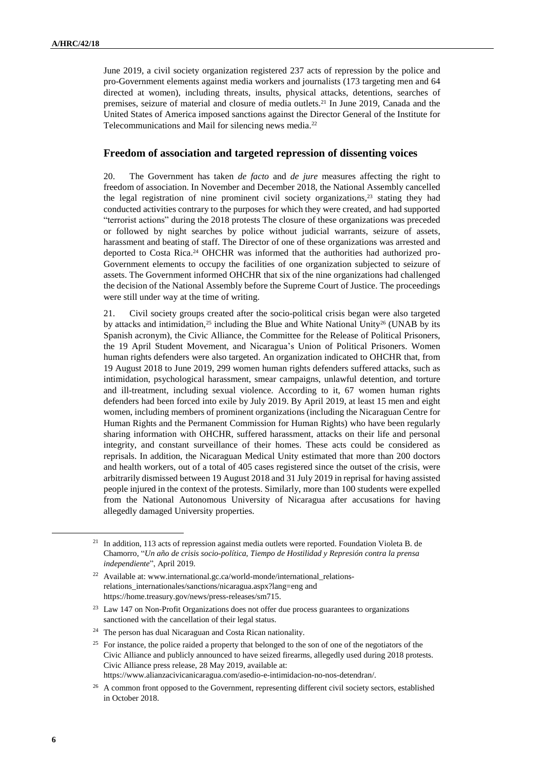June 2019, a civil society organization registered 237 acts of repression by the police and pro-Government elements against media workers and journalists (173 targeting men and 64 directed at women), including threats, insults, physical attacks, detentions, searches of premises, seizure of material and closure of media outlets.[21] In June 2019, Canada and the United States of America imposed sanctions against the Director General of the Institute for Telecommunications and Mail for silencing news media.[22]

## Freedom of association and targeted repression of dissenting voices

20. The Government has taken *de facto* and *de jure* measures affecting the right to freedom of association. In November and December 2018, the National Assembly cancelled the legal registration of nine prominent civil society organizations,[23] stating they had conducted activities contrary to the purposes for which they were created, and had supported "terrorist actions" during the 2018 protests The closure of these organizations was preceded or followed by night searches by police without judicial warrants, seizure of assets, harassment and beating of staff. The Director of one of these organizations was arrested and deported to Costa Rica.[24] OHCHR was informed that the authorities had authorized pro-Government elements to occupy the facilities of one organization subjected to seizure of assets. The Government informed OHCHR that six of the nine organizations had challenged the decision of the National Assembly before the Supreme Court of Justice. The proceedings were still under way at the time of writing.

21. Civil society groups created after the socio-political crisis began were also targeted by attacks and intimidation,[25] including the Blue and White National Unity[26] (UNAB by its Spanish acronym), the Civic Alliance, the Committee for the Release of Political Prisoners, the 19 April Student Movement, and Nicaragua's Union of Political Prisoners. Women human rights defenders were also targeted. An organization indicated to OHCHR that, from 19 August 2018 to June 2019, 299 women human rights defenders suffered attacks, such as intimidation, psychological harassment, smear campaigns, unlawful detention, and torture and ill-treatment, including sexual violence. According to it, 67 women human rights defenders had been forced into exile by July 2019. By April 2019, at least 15 men and eight women, including members of prominent organizations (including the Nicaraguan Centre for Human Rights and the Permanent Commission for Human Rights) who have been regularly sharing information with OHCHR, suffered harassment, attacks on their life and personal integrity, and constant surveillance of their homes. These acts could be considered as reprisals. In addition, the Nicaraguan Medical Unity estimated that more than 200 doctors and health workers, out of a total of 405 cases registered since the outset of the crisis, were arbitrarily dismissed between 19 August 2018 and 31 July 2019 in reprisal for having assisted people injured in the context of the protests. Similarly, more than 100 students were expelled from the National Autonomous University of Nicaragua after accusations for having allegedly damaged University properties.

---

[21] In addition, 113 acts of repression against media outlets were reported. Foundation Violeta B. de Chamorro, "*Un año de crisis socio-política, Tiempo de Hostilidad y Represión contra la prensa independiente*", April 2019.

[22] Available at: www.international.gc.ca/world-monde/international_relations-relations_internationales/sanctions/nicaragua.aspx?lang=eng and https://home.treasury.gov/news/press-releases/sm715.

[23] Law 147 on Non-Profit Organizations does not offer due process guarantees to organizations sanctioned with the cancellation of their legal status.

[24] The person has dual Nicaraguan and Costa Rican nationality.

[25] For instance, the police raided a property that belonged to the son of one of the negotiators of the Civic Alliance and publicly announced to have seized firearms, allegedly used during 2018 protests. Civic Alliance press release, 28 May 2019, available at: https://www.alianzacivicanicaragua.com/asedio-e-intimidacion-no-nos-detendran/.

[26] A common front opposed to the Government, representing different civil society sectors, established in October 2018.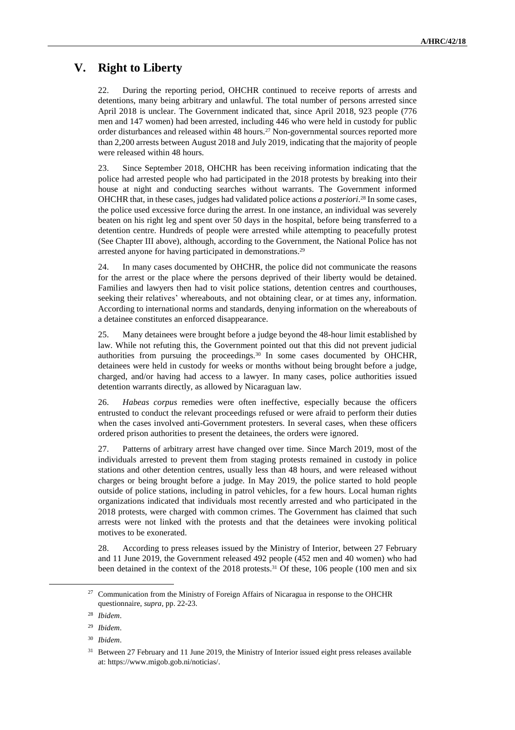# V. Right to Liberty

22. During the reporting period, OHCHR continued to receive reports of arrests and detentions, many being arbitrary and unlawful. The total number of persons arrested since April 2018 is unclear. The Government indicated that, since April 2018, 923 people (776 men and 147 women) had been arrested, including 446 who were held in custody for public order disturbances and released within 48 hours.[27] Non-governmental sources reported more than 2,200 arrests between August 2018 and July 2019, indicating that the majority of people were released within 48 hours.

23. Since September 2018, OHCHR has been receiving information indicating that the police had arrested people who had participated in the 2018 protests by breaking into their house at night and conducting searches without warrants. The Government informed OHCHR that, in these cases, judges had validated police actions *a posteriori*.[28] In some cases, the police used excessive force during the arrest. In one instance, an individual was severely beaten on his right leg and spent over 50 days in the hospital, before being transferred to a detention centre. Hundreds of people were arrested while attempting to peacefully protest (See Chapter III above), although, according to the Government, the National Police has not arrested anyone for having participated in demonstrations.[29]

24. In many cases documented by OHCHR, the police did not communicate the reasons for the arrest or the place where the persons deprived of their liberty would be detained. Families and lawyers then had to visit police stations, detention centres and courthouses, seeking their relatives' whereabouts, and not obtaining clear, or at times any, information. According to international norms and standards, denying information on the whereabouts of a detainee constitutes an enforced disappearance.

25. Many detainees were brought before a judge beyond the 48-hour limit established by law. While not refuting this, the Government pointed out that this did not prevent judicial authorities from pursuing the proceedings.[30] In some cases documented by OHCHR, detainees were held in custody for weeks or months without being brought before a judge, charged, and/or having had access to a lawyer. In many cases, police authorities issued detention warrants directly, as allowed by Nicaraguan law.

26. *Habeas corpus* remedies were often ineffective, especially because the officers entrusted to conduct the relevant proceedings refused or were afraid to perform their duties when the cases involved anti-Government protesters. In several cases, when these officers ordered prison authorities to present the detainees, the orders were ignored.

27. Patterns of arbitrary arrest have changed over time. Since March 2019, most of the individuals arrested to prevent them from staging protests remained in custody in police stations and other detention centres, usually less than 48 hours, and were released without charges or being brought before a judge. In May 2019, the police started to hold people outside of police stations, including in patrol vehicles, for a few hours. Local human rights organizations indicated that individuals most recently arrested and who participated in the 2018 protests, were charged with common crimes. The Government has claimed that such arrests were not linked with the protests and that the detainees were invoking political motives to be exonerated.

28. According to press releases issued by the Ministry of Interior, between 27 February and 11 June 2019, the Government released 492 people (452 men and 40 women) who had been detained in the context of the 2018 protests.[31] Of these, 106 people (100 men and six

---

[27] Communication from the Ministry of Foreign Affairs of Nicaragua in response to the OHCHR questionnaire, *supra*, pp. 22-23.

[28] *Ibidem*.

[29] *Ibidem*.

[30] *Ibidem*.

[31] Between 27 February and 11 June 2019, the Ministry of Interior issued eight press releases available at: https://www.migob.gob.ni/noticias/.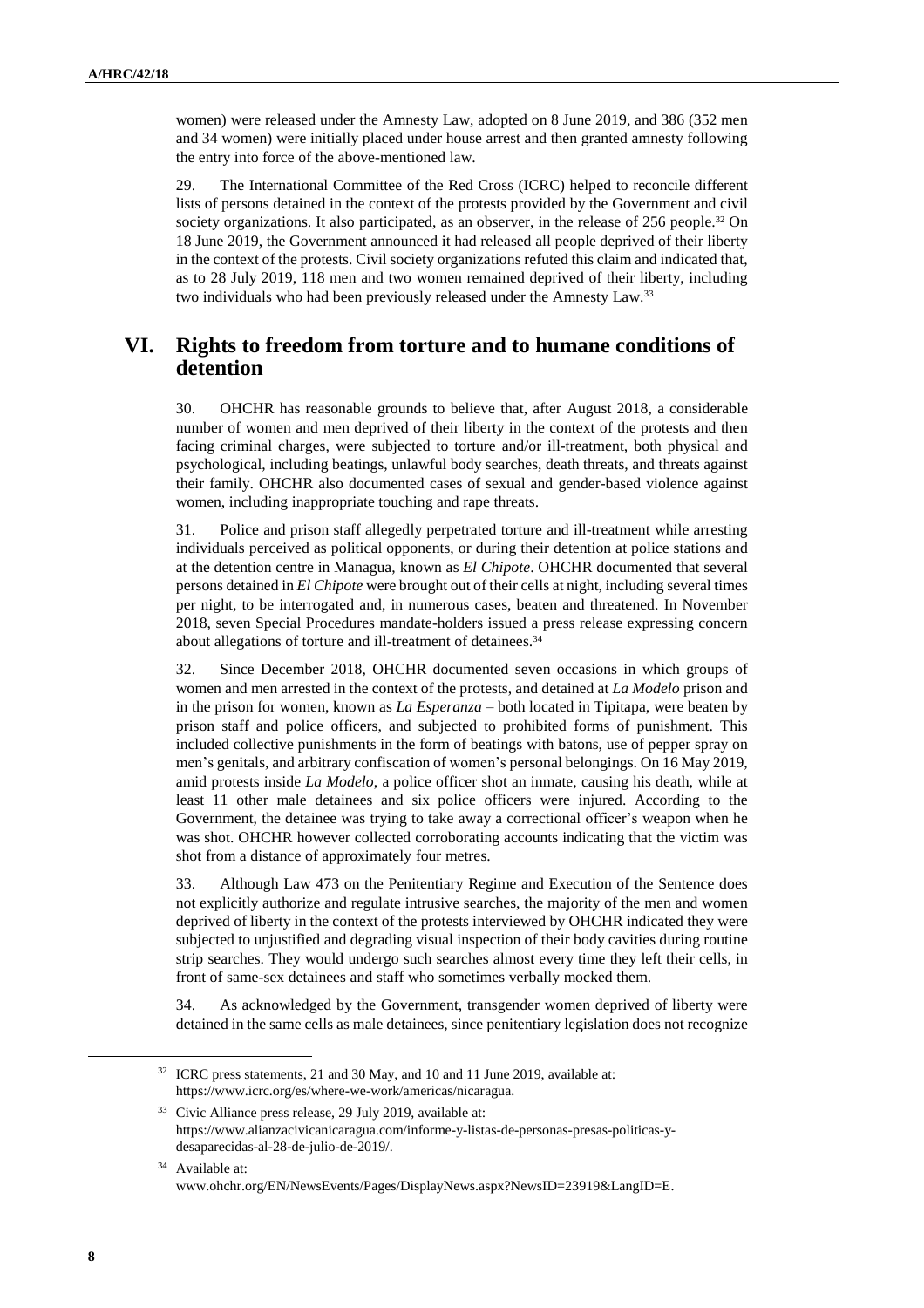women) were released under the Amnesty Law, adopted on 8 June 2019, and 386 (352 men and 34 women) were initially placed under house arrest and then granted amnesty following the entry into force of the above-mentioned law.

29. The International Committee of the Red Cross (ICRC) helped to reconcile different lists of persons detained in the context of the protests provided by the Government and civil society organizations. It also participated, as an observer, in the release of 256 people.[32] On 18 June 2019, the Government announced it had released all people deprived of their liberty in the context of the protests. Civil society organizations refuted this claim and indicated that, as to 28 July 2019, 118 men and two women remained deprived of their liberty, including two individuals who had been previously released under the Amnesty Law.[33]

## VI. Rights to freedom from torture and to humane conditions of detention

30. OHCHR has reasonable grounds to believe that, after August 2018, a considerable number of women and men deprived of their liberty in the context of the protests and then facing criminal charges, were subjected to torture and/or ill-treatment, both physical and psychological, including beatings, unlawful body searches, death threats, and threats against their family. OHCHR also documented cases of sexual and gender-based violence against women, including inappropriate touching and rape threats.

31. Police and prison staff allegedly perpetrated torture and ill-treatment while arresting individuals perceived as political opponents, or during their detention at police stations and at the detention centre in Managua, known as *El Chipote*. OHCHR documented that several persons detained in *El Chipote* were brought out of their cells at night, including several times per night, to be interrogated and, in numerous cases, beaten and threatened. In November 2018, seven Special Procedures mandate-holders issued a press release expressing concern about allegations of torture and ill-treatment of detainees.[34]

32. Since December 2018, OHCHR documented seven occasions in which groups of women and men arrested in the context of the protests, and detained at *La Modelo* prison and in the prison for women, known as *La Esperanza* – both located in Tipitapa, were beaten by prison staff and police officers, and subjected to prohibited forms of punishment. This included collective punishments in the form of beatings with batons, use of pepper spray on men's genitals, and arbitrary confiscation of women's personal belongings. On 16 May 2019, amid protests inside *La Modelo*, a police officer shot an inmate, causing his death, while at least 11 other male detainees and six police officers were injured. According to the Government, the detainee was trying to take away a correctional officer's weapon when he was shot. OHCHR however collected corroborating accounts indicating that the victim was shot from a distance of approximately four metres.

33. Although Law 473 on the Penitentiary Regime and Execution of the Sentence does not explicitly authorize and regulate intrusive searches, the majority of the men and women deprived of liberty in the context of the protests interviewed by OHCHR indicated they were subjected to unjustified and degrading visual inspection of their body cavities during routine strip searches. They would undergo such searches almost every time they left their cells, in front of same-sex detainees and staff who sometimes verbally mocked them.

34. As acknowledged by the Government, transgender women deprived of liberty were detained in the same cells as male detainees, since penitentiary legislation does not recognize

---

[32] ICRC press statements, 21 and 30 May, and 10 and 11 June 2019, available at: https://www.icrc.org/es/where-we-work/americas/nicaragua.

[33] Civic Alliance press release, 29 July 2019, available at: https://www.alianzacivicanicaragua.com/informe-y-listas-de-personas-presas-politicas-y-desaparecidas-al-28-de-julio-de-2019/.

[34] Available at: www.ohchr.org/EN/NewsEvents/Pages/DisplayNews.aspx?NewsID=23919&LangID=E.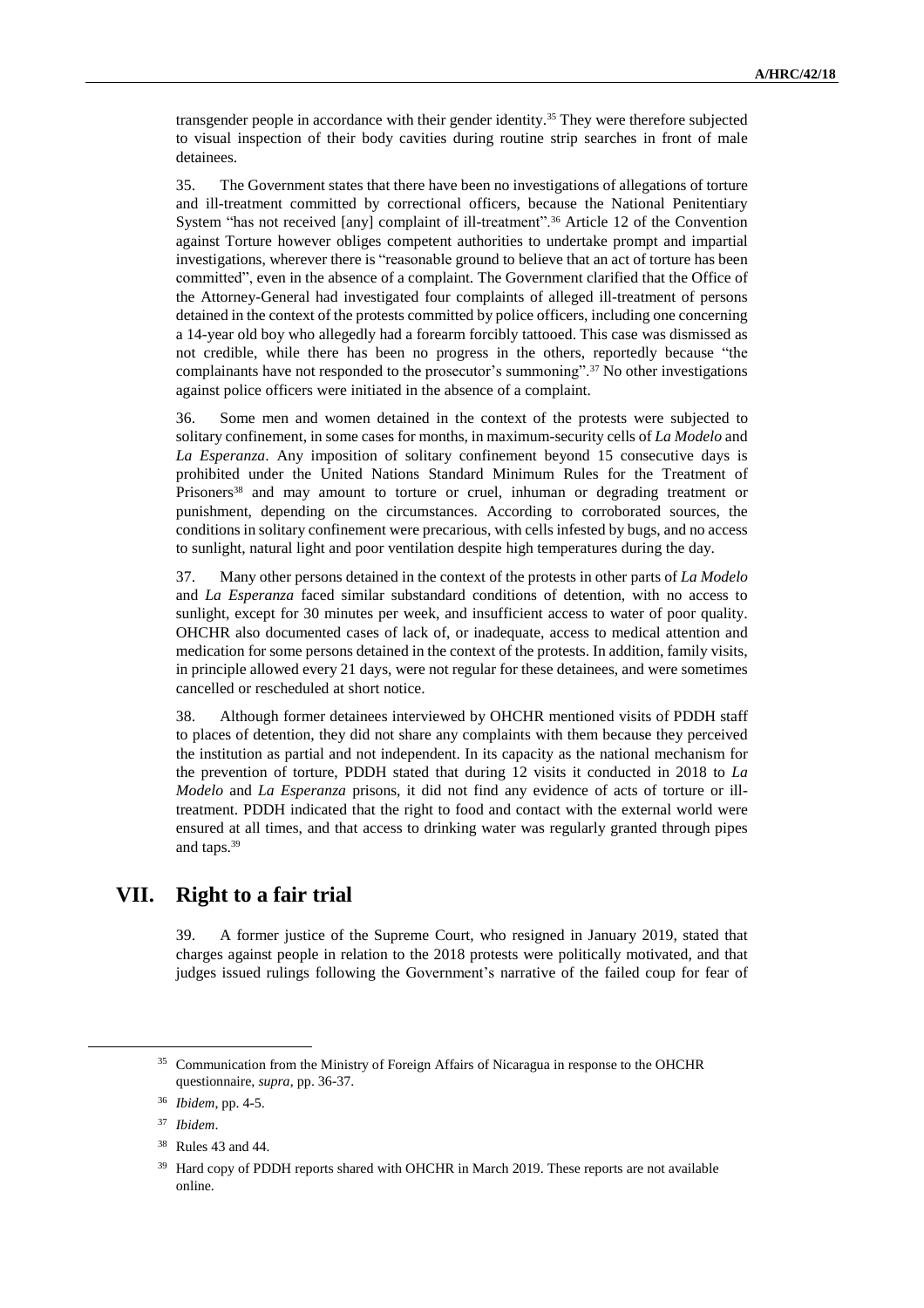transgender people in accordance with their gender identity.[35] They were therefore subjected to visual inspection of their body cavities during routine strip searches in front of male detainees.

35. The Government states that there have been no investigations of allegations of torture and ill-treatment committed by correctional officers, because the National Penitentiary System "has not received [any] complaint of ill-treatment".[36] Article 12 of the Convention against Torture however obliges competent authorities to undertake prompt and impartial investigations, wherever there is "reasonable ground to believe that an act of torture has been committed", even in the absence of a complaint. The Government clarified that the Office of the Attorney-General had investigated four complaints of alleged ill-treatment of persons detained in the context of the protests committed by police officers, including one concerning a 14-year old boy who allegedly had a forearm forcibly tattooed. This case was dismissed as not credible, while there has been no progress in the others, reportedly because "the complainants have not responded to the prosecutor's summoning".[37] No other investigations against police officers were initiated in the absence of a complaint.

36. Some men and women detained in the context of the protests were subjected to solitary confinement, in some cases for months, in maximum-security cells of *La Modelo* and *La Esperanza*. Any imposition of solitary confinement beyond 15 consecutive days is prohibited under the United Nations Standard Minimum Rules for the Treatment of Prisoners[38] and may amount to torture or cruel, inhuman or degrading treatment or punishment, depending on the circumstances. According to corroborated sources, the conditions in solitary confinement were precarious, with cells infested by bugs, and no access to sunlight, natural light and poor ventilation despite high temperatures during the day.

37. Many other persons detained in the context of the protests in other parts of *La Modelo* and *La Esperanza* faced similar substandard conditions of detention, with no access to sunlight, except for 30 minutes per week, and insufficient access to water of poor quality. OHCHR also documented cases of lack of, or inadequate, access to medical attention and medication for some persons detained in the context of the protests. In addition, family visits, in principle allowed every 21 days, were not regular for these detainees, and were sometimes cancelled or rescheduled at short notice.

38. Although former detainees interviewed by OHCHR mentioned visits of PDDH staff to places of detention, they did not share any complaints with them because they perceived the institution as partial and not independent. In its capacity as the national mechanism for the prevention of torture, PDDH stated that during 12 visits it conducted in 2018 to *La Modelo* and *La Esperanza* prisons, it did not find any evidence of acts of torture or ill-treatment. PDDH indicated that the right to food and contact with the external world were ensured at all times, and that access to drinking water was regularly granted through pipes and taps.[39]

## VII. Right to a fair trial

39. A former justice of the Supreme Court, who resigned in January 2019, stated that charges against people in relation to the 2018 protests were politically motivated, and that judges issued rulings following the Government's narrative of the failed coup for fear of

---

[35] Communication from the Ministry of Foreign Affairs of Nicaragua in response to the OHCHR questionnaire, *supra*, pp. 36-37.

[36] *Ibidem*, pp. 4-5.

[37] *Ibidem*.

[38] Rules 43 and 44.

[39] Hard copy of PDDH reports shared with OHCHR in March 2019. These reports are not available online.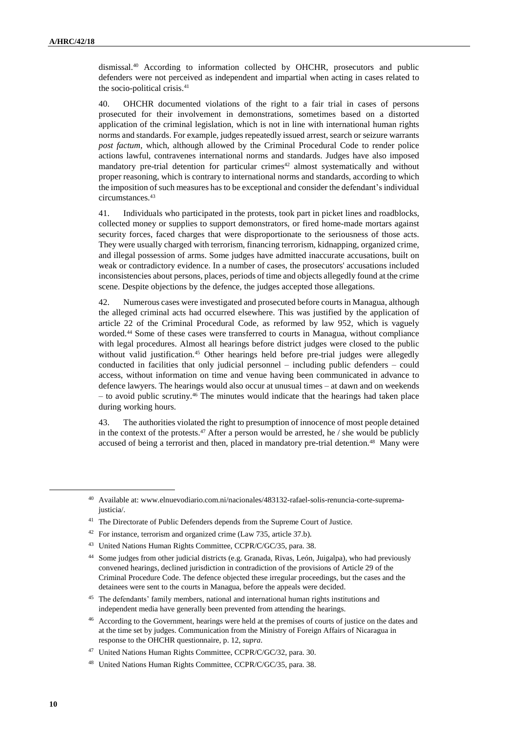dismissal.[40] According to information collected by OHCHR, prosecutors and public defenders were not perceived as independent and impartial when acting in cases related to the socio-political crisis.[41]

40. OHCHR documented violations of the right to a fair trial in cases of persons prosecuted for their involvement in demonstrations, sometimes based on a distorted application of the criminal legislation, which is not in line with international human rights norms and standards. For example, judges repeatedly issued arrest, search or seizure warrants *post factum*, which, although allowed by the Criminal Procedural Code to render police actions lawful, contravenes international norms and standards. Judges have also imposed mandatory pre-trial detention for particular crimes[42] almost systematically and without proper reasoning, which is contrary to international norms and standards, according to which the imposition of such measures has to be exceptional and consider the defendant's individual circumstances.[43]

41. Individuals who participated in the protests, took part in picket lines and roadblocks, collected money or supplies to support demonstrators, or fired home-made mortars against security forces, faced charges that were disproportionate to the seriousness of those acts. They were usually charged with terrorism, financing terrorism, kidnapping, organized crime, and illegal possession of arms. Some judges have admitted inaccurate accusations, built on weak or contradictory evidence. In a number of cases, the prosecutors' accusations included inconsistencies about persons, places, periods of time and objects allegedly found at the crime scene. Despite objections by the defence, the judges accepted those allegations.

42. Numerous cases were investigated and prosecuted before courts in Managua, although the alleged criminal acts had occurred elsewhere. This was justified by the application of article 22 of the Criminal Procedural Code, as reformed by law 952, which is vaguely worded.[44] Some of these cases were transferred to courts in Managua, without compliance with legal procedures. Almost all hearings before district judges were closed to the public without valid justification.[45] Other hearings held before pre-trial judges were allegedly conducted in facilities that only judicial personnel – including public defenders – could access, without information on time and venue having been communicated in advance to defence lawyers. The hearings would also occur at unusual times – at dawn and on weekends – to avoid public scrutiny.[46] The minutes would indicate that the hearings had taken place during working hours.

43. The authorities violated the right to presumption of innocence of most people detained in the context of the protests.[47] After a person would be arrested, he / she would be publicly accused of being a terrorist and then, placed in mandatory pre-trial detention.[48] Many were

---

[40] Available at: www.elnuevodiario.com.ni/nacionales/483132-rafael-solis-renuncia-corte-suprema-justicia/.

[41] The Directorate of Public Defenders depends from the Supreme Court of Justice.

[42] For instance, terrorism and organized crime (Law 735, article 37.b).

[43] United Nations Human Rights Committee, CCPR/C/GC/35, para. 38.

[44] Some judges from other judicial districts (e.g. Granada, Rivas, León, Juigalpa), who had previously convened hearings, declined jurisdiction in contradiction of the provisions of Article 29 of the Criminal Procedure Code. The defence objected these irregular proceedings, but the cases and the detainees were sent to the courts in Managua, before the appeals were decided.

[45] The defendants' family members, national and international human rights institutions and independent media have generally been prevented from attending the hearings.

[46] According to the Government, hearings were held at the premises of courts of justice on the dates and at the time set by judges. Communication from the Ministry of Foreign Affairs of Nicaragua in response to the OHCHR questionnaire, p. 12, *supra*.

[47] United Nations Human Rights Committee, CCPR/C/GC/32, para. 30.

[48] United Nations Human Rights Committee, CCPR/C/GC/35, para. 38.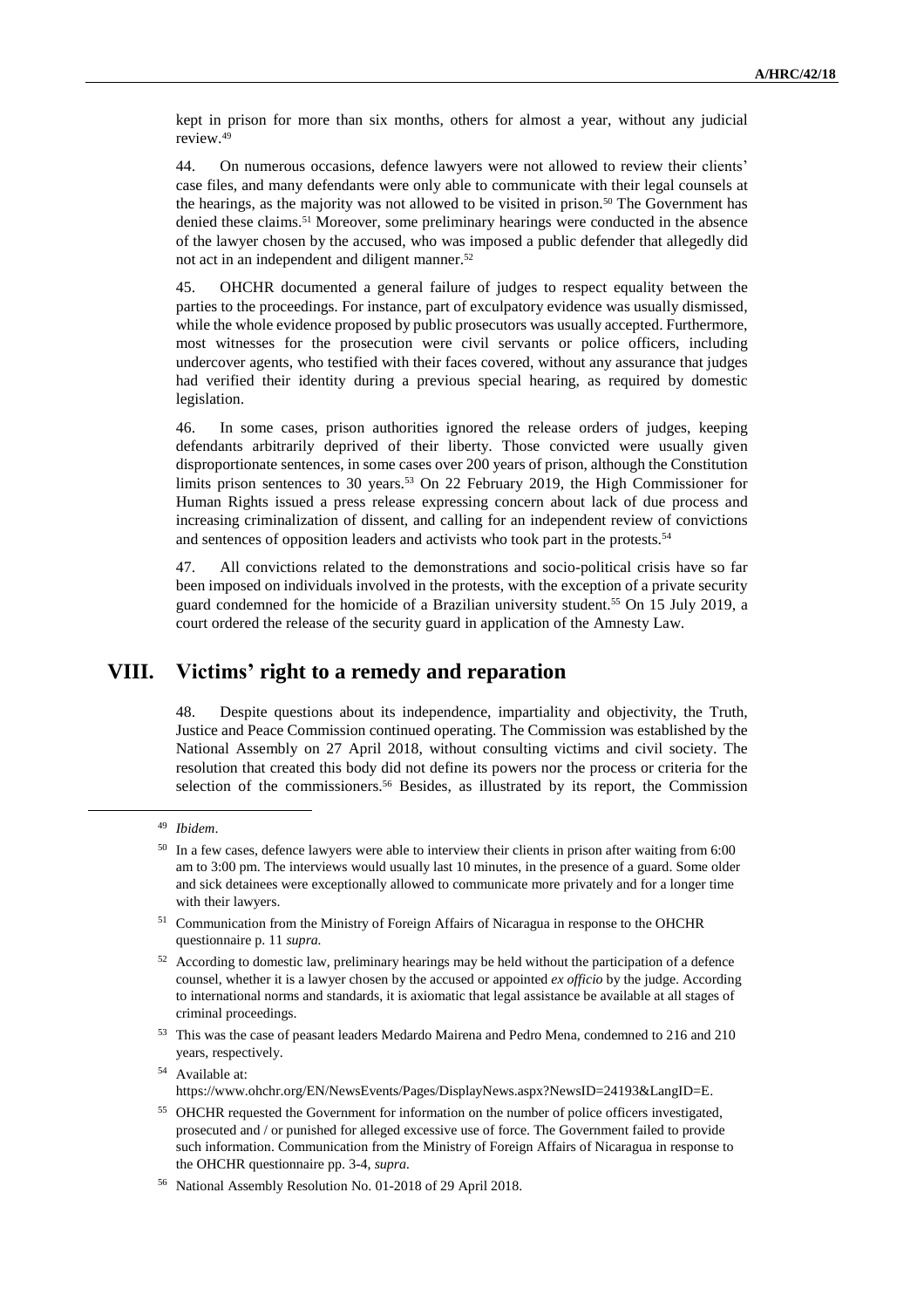kept in prison for more than six months, others for almost a year, without any judicial review.[49]

44. On numerous occasions, defence lawyers were not allowed to review their clients' case files, and many defendants were only able to communicate with their legal counsels at the hearings, as the majority was not allowed to be visited in prison.[50] The Government has denied these claims.[51] Moreover, some preliminary hearings were conducted in the absence of the lawyer chosen by the accused, who was imposed a public defender that allegedly did not act in an independent and diligent manner.[52]

45. OHCHR documented a general failure of judges to respect equality between the parties to the proceedings. For instance, part of exculpatory evidence was usually dismissed, while the whole evidence proposed by public prosecutors was usually accepted. Furthermore, most witnesses for the prosecution were civil servants or police officers, including undercover agents, who testified with their faces covered, without any assurance that judges had verified their identity during a previous special hearing, as required by domestic legislation.

46. In some cases, prison authorities ignored the release orders of judges, keeping defendants arbitrarily deprived of their liberty. Those convicted were usually given disproportionate sentences, in some cases over 200 years of prison, although the Constitution limits prison sentences to 30 years.[53] On 22 February 2019, the High Commissioner for Human Rights issued a press release expressing concern about lack of due process and increasing criminalization of dissent, and calling for an independent review of convictions and sentences of opposition leaders and activists who took part in the protests.[54]

47. All convictions related to the demonstrations and socio-political crisis have so far been imposed on individuals involved in the protests, with the exception of a private security guard condemned for the homicide of a Brazilian university student.[55] On 15 July 2019, a court ordered the release of the security guard in application of the Amnesty Law.

# VIII. Victims' right to a remedy and reparation

48. Despite questions about its independence, impartiality and objectivity, the Truth, Justice and Peace Commission continued operating. The Commission was established by the National Assembly on 27 April 2018, without consulting victims and civil society. The resolution that created this body did not define its powers nor the process or criteria for the selection of the commissioners.[56] Besides, as illustrated by its report, the Commission

---

[49] *Ibidem*.

[50] In a few cases, defence lawyers were able to interview their clients in prison after waiting from 6:00 am to 3:00 pm. The interviews would usually last 10 minutes, in the presence of a guard. Some older and sick detainees were exceptionally allowed to communicate more privately and for a longer time with their lawyers.

[51] Communication from the Ministry of Foreign Affairs of Nicaragua in response to the OHCHR questionnaire p. 11 *supra.*

[52] According to domestic law, preliminary hearings may be held without the participation of a defence counsel, whether it is a lawyer chosen by the accused or appointed *ex officio* by the judge. According to international norms and standards, it is axiomatic that legal assistance be available at all stages of criminal proceedings.

[53] This was the case of peasant leaders Medardo Mairena and Pedro Mena, condemned to 216 and 210 years, respectively.

[54] Available at: https://www.ohchr.org/EN/NewsEvents/Pages/DisplayNews.aspx?NewsID=24193&LangID=E.

[55] OHCHR requested the Government for information on the number of police officers investigated, prosecuted and / or punished for alleged excessive use of force. The Government failed to provide such information. Communication from the Ministry of Foreign Affairs of Nicaragua in response to the OHCHR questionnaire pp. 3-4, *supra.*

[56] National Assembly Resolution No. 01-2018 of 29 April 2018.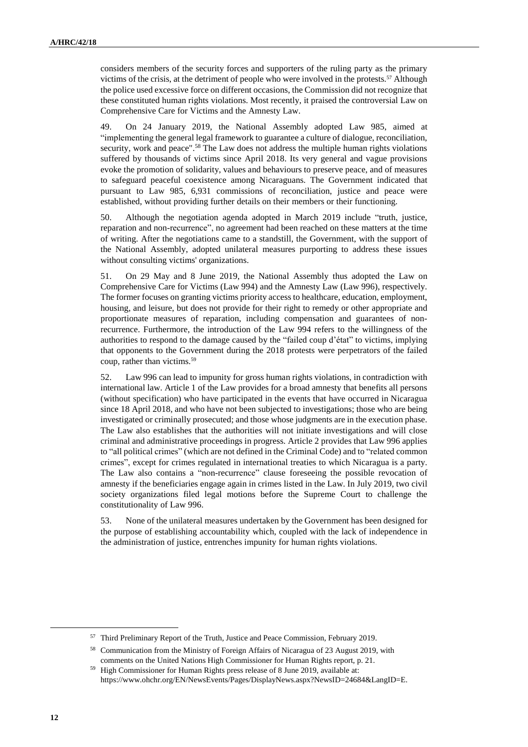considers members of the security forces and supporters of the ruling party as the primary victims of the crisis, at the detriment of people who were involved in the protests.[57] Although the police used excessive force on different occasions, the Commission did not recognize that these constituted human rights violations. Most recently, it praised the controversial Law on Comprehensive Care for Victims and the Amnesty Law.

49. On 24 January 2019, the National Assembly adopted Law 985, aimed at "implementing the general legal framework to guarantee a culture of dialogue, reconciliation, security, work and peace".[58] The Law does not address the multiple human rights violations suffered by thousands of victims since April 2018. Its very general and vague provisions evoke the promotion of solidarity, values and behaviours to preserve peace, and of measures to safeguard peaceful coexistence among Nicaraguans. The Government indicated that pursuant to Law 985, 6,931 commissions of reconciliation, justice and peace were established, without providing further details on their members or their functioning.

50. Although the negotiation agenda adopted in March 2019 include "truth, justice, reparation and non-recurrence", no agreement had been reached on these matters at the time of writing. After the negotiations came to a standstill, the Government, with the support of the National Assembly, adopted unilateral measures purporting to address these issues without consulting victims' organizations.

51. On 29 May and 8 June 2019, the National Assembly thus adopted the Law on Comprehensive Care for Victims (Law 994) and the Amnesty Law (Law 996), respectively. The former focuses on granting victims priority access to healthcare, education, employment, housing, and leisure, but does not provide for their right to remedy or other appropriate and proportionate measures of reparation, including compensation and guarantees of non-recurrence. Furthermore, the introduction of the Law 994 refers to the willingness of the authorities to respond to the damage caused by the "failed coup d'état" to victims, implying that opponents to the Government during the 2018 protests were perpetrators of the failed coup, rather than victims.[59]

52. Law 996 can lead to impunity for gross human rights violations, in contradiction with international law. Article 1 of the Law provides for a broad amnesty that benefits all persons (without specification) who have participated in the events that have occurred in Nicaragua since 18 April 2018, and who have not been subjected to investigations; those who are being investigated or criminally prosecuted; and those whose judgments are in the execution phase. The Law also establishes that the authorities will not initiate investigations and will close criminal and administrative proceedings in progress. Article 2 provides that Law 996 applies to "all political crimes" (which are not defined in the Criminal Code) and to "related common crimes", except for crimes regulated in international treaties to which Nicaragua is a party. The Law also contains a "non-recurrence" clause foreseeing the possible revocation of amnesty if the beneficiaries engage again in crimes listed in the Law. In July 2019, two civil society organizations filed legal motions before the Supreme Court to challenge the constitutionality of Law 996.

53. None of the unilateral measures undertaken by the Government has been designed for the purpose of establishing accountability which, coupled with the lack of independence in the administration of justice, entrenches impunity for human rights violations.

---

[57] Third Preliminary Report of the Truth, Justice and Peace Commission, February 2019.

[58] Communication from the Ministry of Foreign Affairs of Nicaragua of 23 August 2019, with comments on the United Nations High Commissioner for Human Rights report, p. 21.

[59] High Commissioner for Human Rights press release of 8 June 2019, available at: https://www.ohchr.org/EN/NewsEvents/Pages/DisplayNews.aspx?NewsID=24684&LangID=E.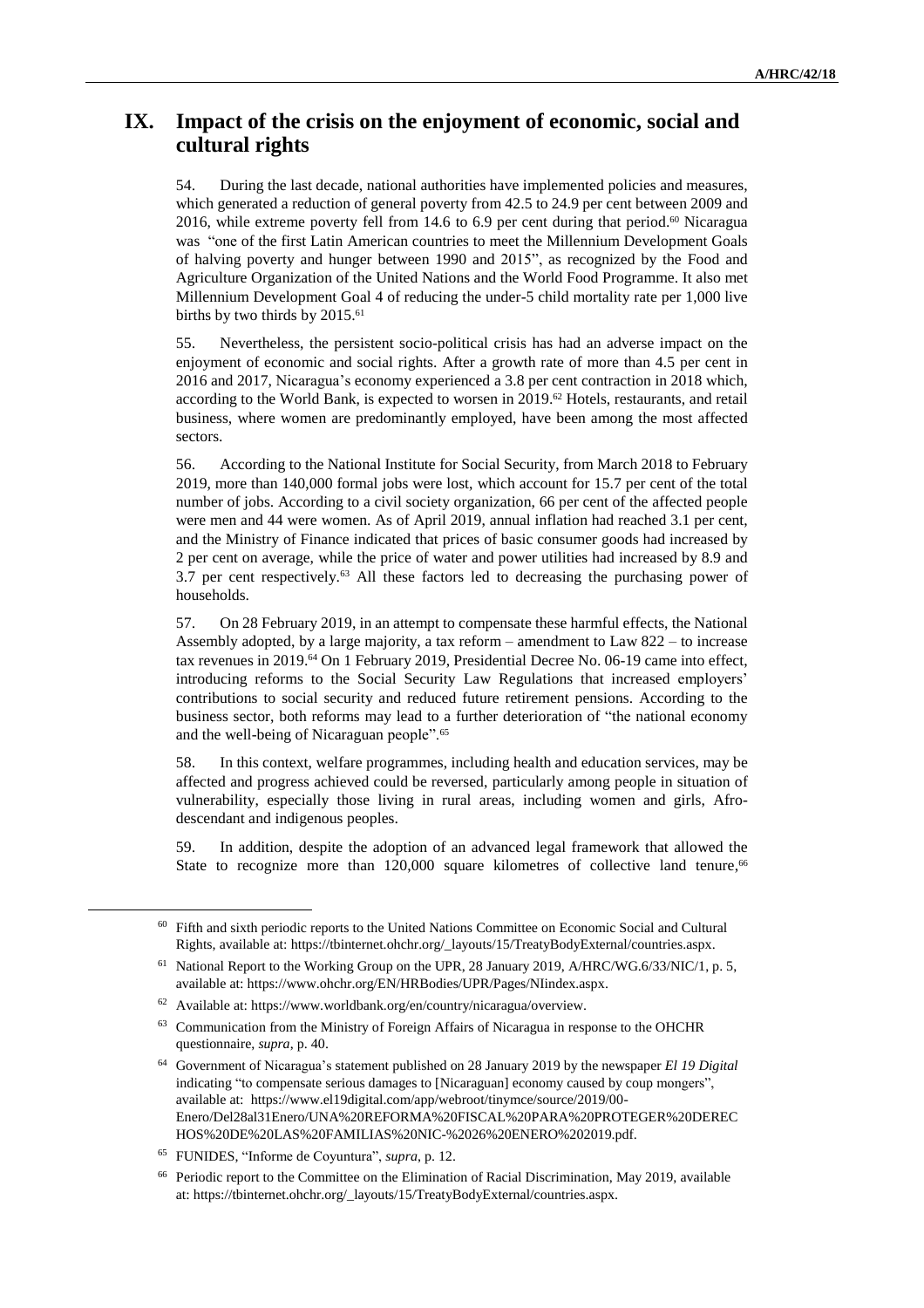## IX. Impact of the crisis on the enjoyment of economic, social and cultural rights

54. During the last decade, national authorities have implemented policies and measures, which generated a reduction of general poverty from 42.5 to 24.9 per cent between 2009 and 2016, while extreme poverty fell from 14.6 to 6.9 per cent during that period.[60] Nicaragua was "one of the first Latin American countries to meet the Millennium Development Goals of halving poverty and hunger between 1990 and 2015", as recognized by the Food and Agriculture Organization of the United Nations and the World Food Programme. It also met Millennium Development Goal 4 of reducing the under-5 child mortality rate per 1,000 live births by two thirds by 2015.[61]

55. Nevertheless, the persistent socio-political crisis has had an adverse impact on the enjoyment of economic and social rights. After a growth rate of more than 4.5 per cent in 2016 and 2017, Nicaragua's economy experienced a 3.8 per cent contraction in 2018 which, according to the World Bank, is expected to worsen in 2019.[62] Hotels, restaurants, and retail business, where women are predominantly employed, have been among the most affected sectors.

56. According to the National Institute for Social Security, from March 2018 to February 2019, more than 140,000 formal jobs were lost, which account for 15.7 per cent of the total number of jobs. According to a civil society organization, 66 per cent of the affected people were men and 44 were women. As of April 2019, annual inflation had reached 3.1 per cent, and the Ministry of Finance indicated that prices of basic consumer goods had increased by 2 per cent on average, while the price of water and power utilities had increased by 8.9 and 3.7 per cent respectively.[63] All these factors led to decreasing the purchasing power of households.

57. On 28 February 2019, in an attempt to compensate these harmful effects, the National Assembly adopted, by a large majority, a tax reform – amendment to Law 822 – to increase tax revenues in 2019.[64] On 1 February 2019, Presidential Decree No. 06-19 came into effect, introducing reforms to the Social Security Law Regulations that increased employers' contributions to social security and reduced future retirement pensions. According to the business sector, both reforms may lead to a further deterioration of "the national economy and the well-being of Nicaraguan people".[65]

58. In this context, welfare programmes, including health and education services, may be affected and progress achieved could be reversed, particularly among people in situation of vulnerability, especially those living in rural areas, including women and girls, Afro-descendant and indigenous peoples.

59. In addition, despite the adoption of an advanced legal framework that allowed the State to recognize more than 120,000 square kilometres of collective land tenure,[66]

---

[60] Fifth and sixth periodic reports to the United Nations Committee on Economic Social and Cultural Rights, available at: https://tbinternet.ohchr.org/_layouts/15/TreatyBodyExternal/countries.aspx.

[61] National Report to the Working Group on the UPR, 28 January 2019, A/HRC/WG.6/33/NIC/1, p. 5, available at: https://www.ohchr.org/EN/HRBodies/UPR/Pages/NIindex.aspx.

[62] Available at: https://www.worldbank.org/en/country/nicaragua/overview.

[63] Communication from the Ministry of Foreign Affairs of Nicaragua in response to the OHCHR questionnaire, *supra*, p. 40.

[64] Government of Nicaragua's statement published on 28 January 2019 by the newspaper *El 19 Digital* indicating "to compensate serious damages to [Nicaraguan] economy caused by coup mongers", available at: https://www.el19digital.com/app/webroot/tinymce/source/2019/00-Enero/Del28al31Enero/UNA%20REFORMA%20FISCAL%20PARA%20PROTEGER%20DERECHOS%20DE%20LAS%20FAMILIAS%20NIC-%2026%20ENERO%202019.pdf.

[65] FUNIDES, "Informe de Coyuntura", *supra*, p. 12.

[66] Periodic report to the Committee on the Elimination of Racial Discrimination, May 2019, available at: https://tbinternet.ohchr.org/_layouts/15/TreatyBodyExternal/countries.aspx.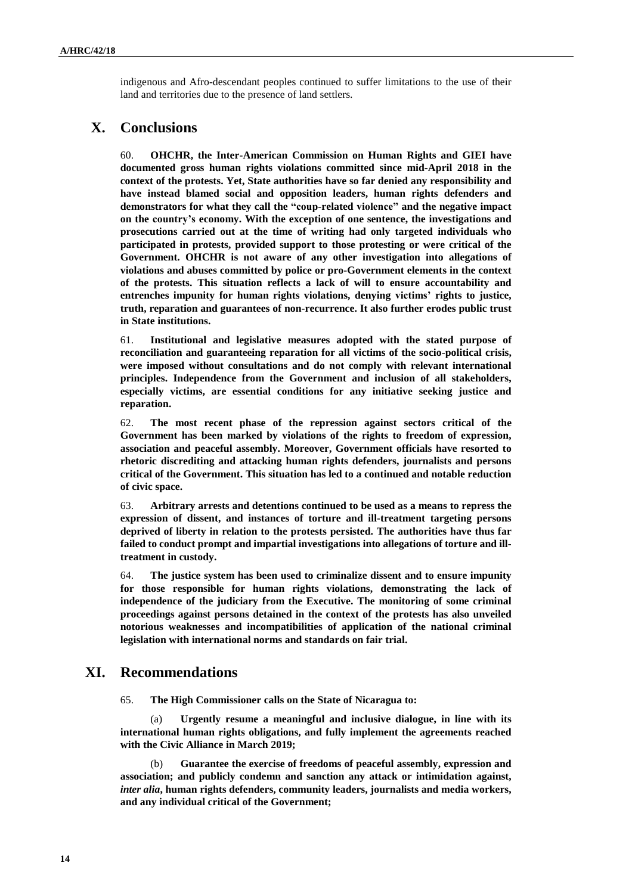indigenous and Afro-descendant peoples continued to suffer limitations to the use of their land and territories due to the presence of land settlers.

# X. Conclusions

60. **OHCHR, the Inter-American Commission on Human Rights and GIEI have documented gross human rights violations committed since mid-April 2018 in the context of the protests. Yet, State authorities have so far denied any responsibility and have instead blamed social and opposition leaders, human rights defenders and demonstrators for what they call the "coup-related violence" and the negative impact on the country's economy. With the exception of one sentence, the investigations and prosecutions carried out at the time of writing had only targeted individuals who participated in protests, provided support to those protesting or were critical of the Government. OHCHR is not aware of any other investigation into allegations of violations and abuses committed by police or pro-Government elements in the context of the protests. This situation reflects a lack of will to ensure accountability and entrenches impunity for human rights violations, denying victims' rights to justice, truth, reparation and guarantees of non-recurrence. It also further erodes public trust in State institutions.**

61. **Institutional and legislative measures adopted with the stated purpose of reconciliation and guaranteeing reparation for all victims of the socio-political crisis, were imposed without consultations and do not comply with relevant international principles. Independence from the Government and inclusion of all stakeholders, especially victims, are essential conditions for any initiative seeking justice and reparation.**

62. **The most recent phase of the repression against sectors critical of the Government has been marked by violations of the rights to freedom of expression, association and peaceful assembly. Moreover, Government officials have resorted to rhetoric discrediting and attacking human rights defenders, journalists and persons critical of the Government. This situation has led to a continued and notable reduction of civic space.**

63. **Arbitrary arrests and detentions continued to be used as a means to repress the expression of dissent, and instances of torture and ill-treatment targeting persons deprived of liberty in relation to the protests persisted. The authorities have thus far failed to conduct prompt and impartial investigations into allegations of torture and ill-treatment in custody.**

64. **The justice system has been used to criminalize dissent and to ensure impunity for those responsible for human rights violations, demonstrating the lack of independence of the judiciary from the Executive. The monitoring of some criminal proceedings against persons detained in the context of the protests has also unveiled notorious weaknesses and incompatibilities of application of the national criminal legislation with international norms and standards on fair trial.**

# XI. Recommendations

65. **The High Commissioner calls on the State of Nicaragua to:**

(a) **Urgently resume a meaningful and inclusive dialogue, in line with its international human rights obligations, and fully implement the agreements reached with the Civic Alliance in March 2019;**

(b) **Guarantee the exercise of freedoms of peaceful assembly, expression and association; and publicly condemn and sanction any attack or intimidation against, *inter alia*, human rights defenders, community leaders, journalists and media workers, and any individual critical of the Government;**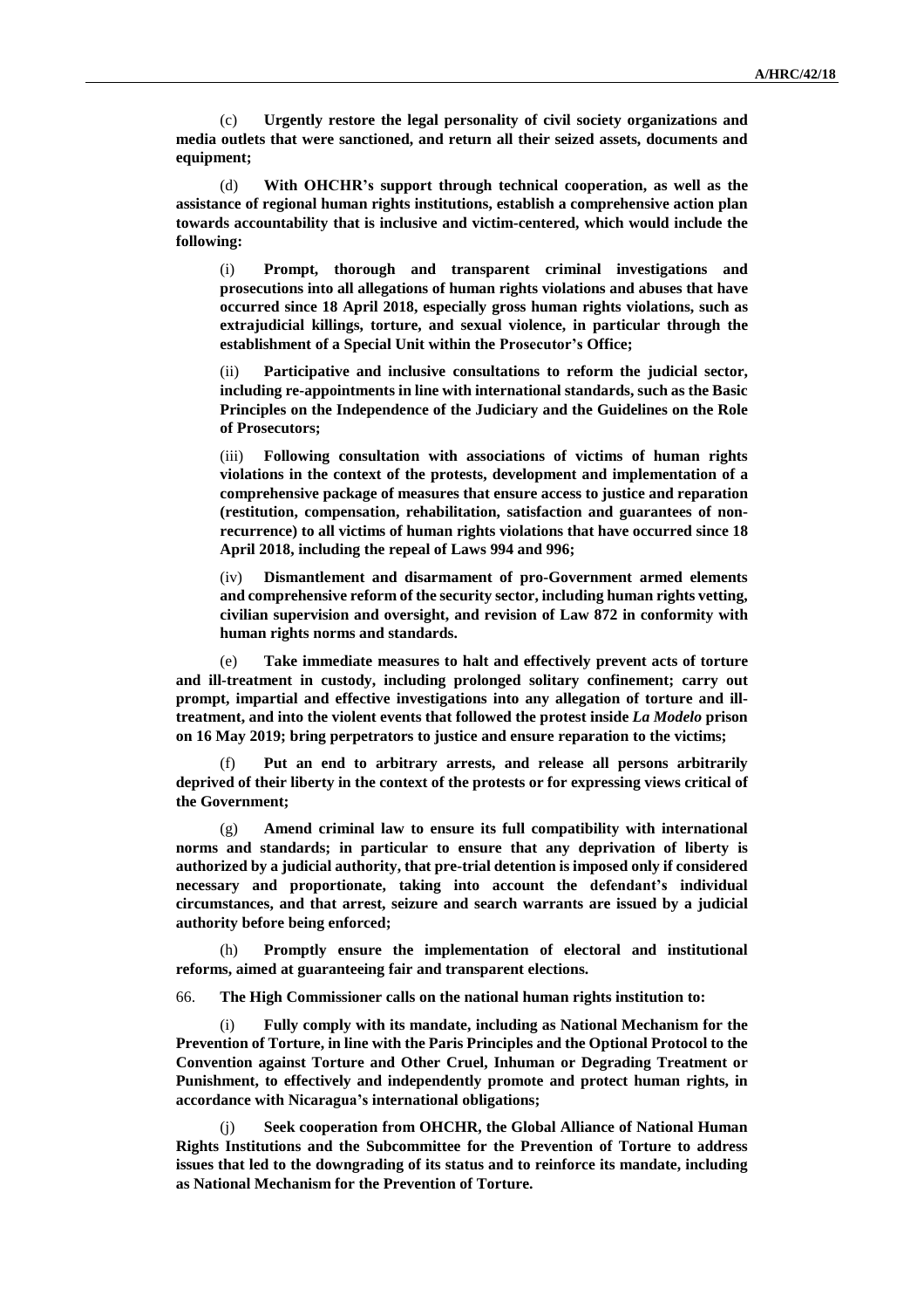(c) **Urgently restore the legal personality of civil society organizations and media outlets that were sanctioned, and return all their seized assets, documents and equipment;**

(d) **With OHCHR's support through technical cooperation, as well as the assistance of regional human rights institutions, establish a comprehensive action plan towards accountability that is inclusive and victim-centered, which would include the following:**

(i) **Prompt, thorough and transparent criminal investigations and prosecutions into all allegations of human rights violations and abuses that have occurred since 18 April 2018, especially gross human rights violations, such as extrajudicial killings, torture, and sexual violence, in particular through the establishment of a Special Unit within the Prosecutor's Office;**

(ii) **Participative and inclusive consultations to reform the judicial sector, including re-appointments in line with international standards, such as the Basic Principles on the Independence of the Judiciary and the Guidelines on the Role of Prosecutors;**

(iii) **Following consultation with associations of victims of human rights violations in the context of the protests, development and implementation of a comprehensive package of measures that ensure access to justice and reparation (restitution, compensation, rehabilitation, satisfaction and guarantees of non-recurrence) to all victims of human rights violations that have occurred since 18 April 2018, including the repeal of Laws 994 and 996;**

(iv) **Dismantlement and disarmament of pro-Government armed elements and comprehensive reform of the security sector, including human rights vetting, civilian supervision and oversight, and revision of Law 872 in conformity with human rights norms and standards.**

(e) **Take immediate measures to halt and effectively prevent acts of torture and ill-treatment in custody, including prolonged solitary confinement; carry out prompt, impartial and effective investigations into any allegation of torture and ill-treatment, and into the violent events that followed the protest inside *La Modelo* prison on 16 May 2019; bring perpetrators to justice and ensure reparation to the victims;**

(f) **Put an end to arbitrary arrests, and release all persons arbitrarily deprived of their liberty in the context of the protests or for expressing views critical of the Government;**

(g) **Amend criminal law to ensure its full compatibility with international norms and standards; in particular to ensure that any deprivation of liberty is authorized by a judicial authority, that pre-trial detention is imposed only if considered necessary and proportionate, taking into account the defendant's individual circumstances, and that arrest, seizure and search warrants are issued by a judicial authority before being enforced;**

(h) **Promptly ensure the implementation of electoral and institutional reforms, aimed at guaranteeing fair and transparent elections.**

66. **The High Commissioner calls on the national human rights institution to:**

(i) **Fully comply with its mandate, including as National Mechanism for the Prevention of Torture, in line with the Paris Principles and the Optional Protocol to the Convention against Torture and Other Cruel, Inhuman or Degrading Treatment or Punishment, to effectively and independently promote and protect human rights, in accordance with Nicaragua's international obligations;**

(j) **Seek cooperation from OHCHR, the Global Alliance of National Human Rights Institutions and the Subcommittee for the Prevention of Torture to address issues that led to the downgrading of its status and to reinforce its mandate, including as National Mechanism for the Prevention of Torture.**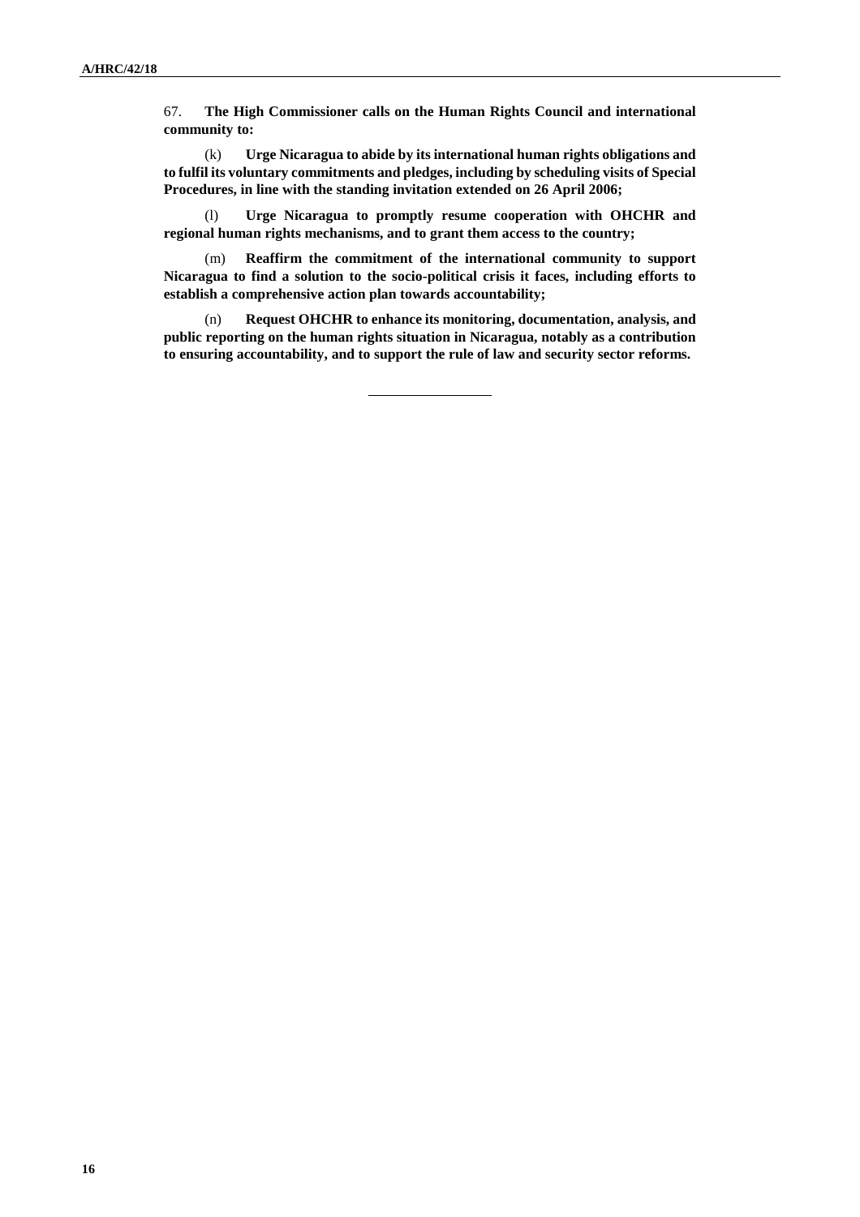67. **The High Commissioner calls on the Human Rights Council and international community to:**

(k) **Urge Nicaragua to abide by its international human rights obligations and to fulfil its voluntary commitments and pledges, including by scheduling visits of Special Procedures, in line with the standing invitation extended on 26 April 2006;**

(l) **Urge Nicaragua to promptly resume cooperation with OHCHR and regional human rights mechanisms, and to grant them access to the country;**

(m) **Reaffirm the commitment of the international community to support Nicaragua to find a solution to the socio-political crisis it faces, including efforts to establish a comprehensive action plan towards accountability;**

(n) **Request OHCHR to enhance its monitoring, documentation, analysis, and public reporting on the human rights situation in Nicaragua, notably as a contribution to ensuring accountability, and to support the rule of law and security sector reforms.**